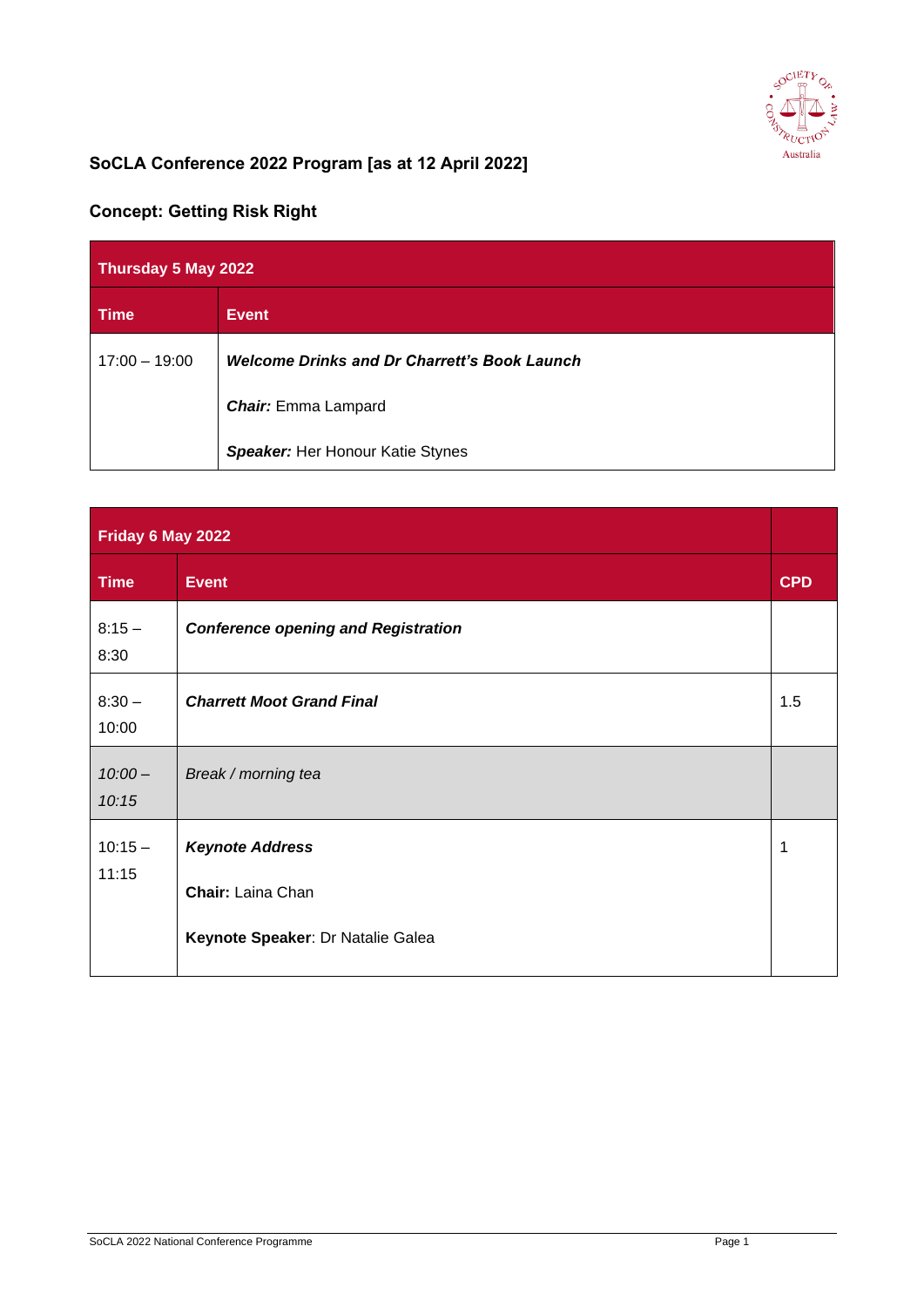## SoCLA Conference 2022 Program [as at 12 April 2022]

## Concept: Getting Risk Right

| Thursday 5 May 2022 | |
|---|---|
| **Time** | **Event** |
| 17:00 – 19:00 | ***Welcome Drinks and Dr Charrett's Book Launch***<br><br>***Chair:*** Emma Lampard<br><br>***Speaker:*** Her Honour Katie Stynes |

| Friday 6 May 2022 | | |
|---|---|---|
| **Time** | **Event** | **CPD** |
| 8:15 – 8:30 | ***Conference opening and Registration*** | |
| 8:30 – 10:00 | ***Charrett Moot Grand Final*** | 1.5 |
| *10:00 – 10:15* | *Break / morning tea* | |
| 10:15 – 11:15 | ***Keynote Address***<br><br>**Chair:** Laina Chan<br><br>**Keynote Speaker**: Dr Natalie Galea | 1 |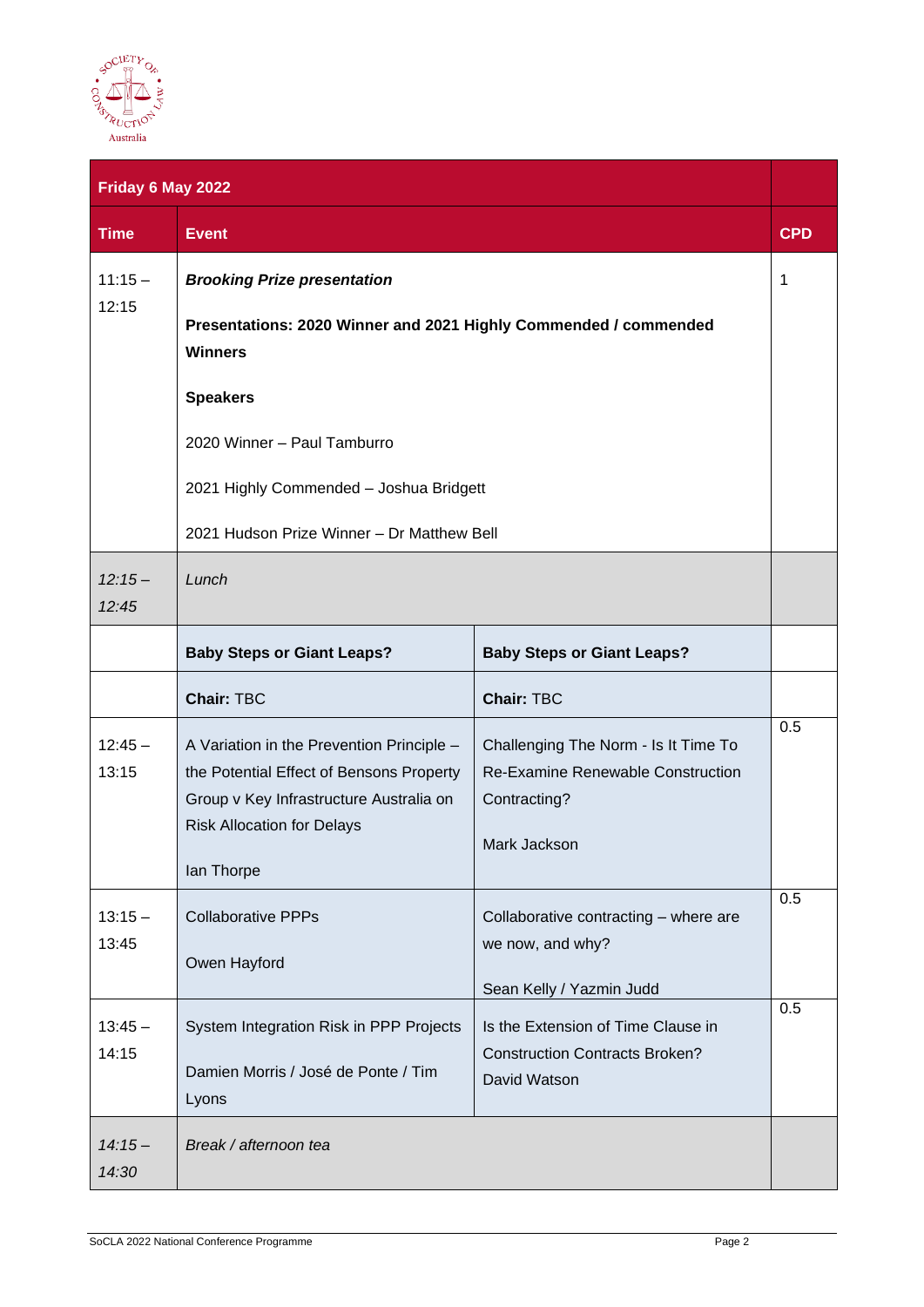| Friday 6 May 2022 | | | |
|---|---|---|---|
| **Time** | **Event** | | **CPD** |
| 11:15 – 12:15 | ***Brooking Prize presentation*** **Presentations: 2020 Winner and 2021 Highly Commended / commended Winners** **Speakers** 2020 Winner – Paul Tamburro 2021 Highly Commended – Joshua Bridgett 2021 Hudson Prize Winner – Dr Matthew Bell | | 1 |
| *12:15 – 12:45* | *Lunch* | | |
| | **Baby Steps or Giant Leaps?** | **Baby Steps or Giant Leaps?** | |
| | **Chair:** TBC | **Chair:** TBC | |
| 12:45 – 13:15 | A Variation in the Prevention Principle – the Potential Effect of Bensons Property Group v Key Infrastructure Australia on Risk Allocation for Delays Ian Thorpe | Challenging The Norm - Is It Time To Re-Examine Renewable Construction Contracting? Mark Jackson | 0.5 |
| 13:15 – 13:45 | Collaborative PPPs Owen Hayford | Collaborative contracting – where are we now, and why? Sean Kelly / Yazmin Judd | 0.5 |
| 13:45 – 14:15 | System Integration Risk in PPP Projects Damien Morris / José de Ponte / Tim Lyons | Is the Extension of Time Clause in Construction Contracts Broken? David Watson | 0.5 |
| *14:15 – 14:30* | *Break / afternoon tea* | | |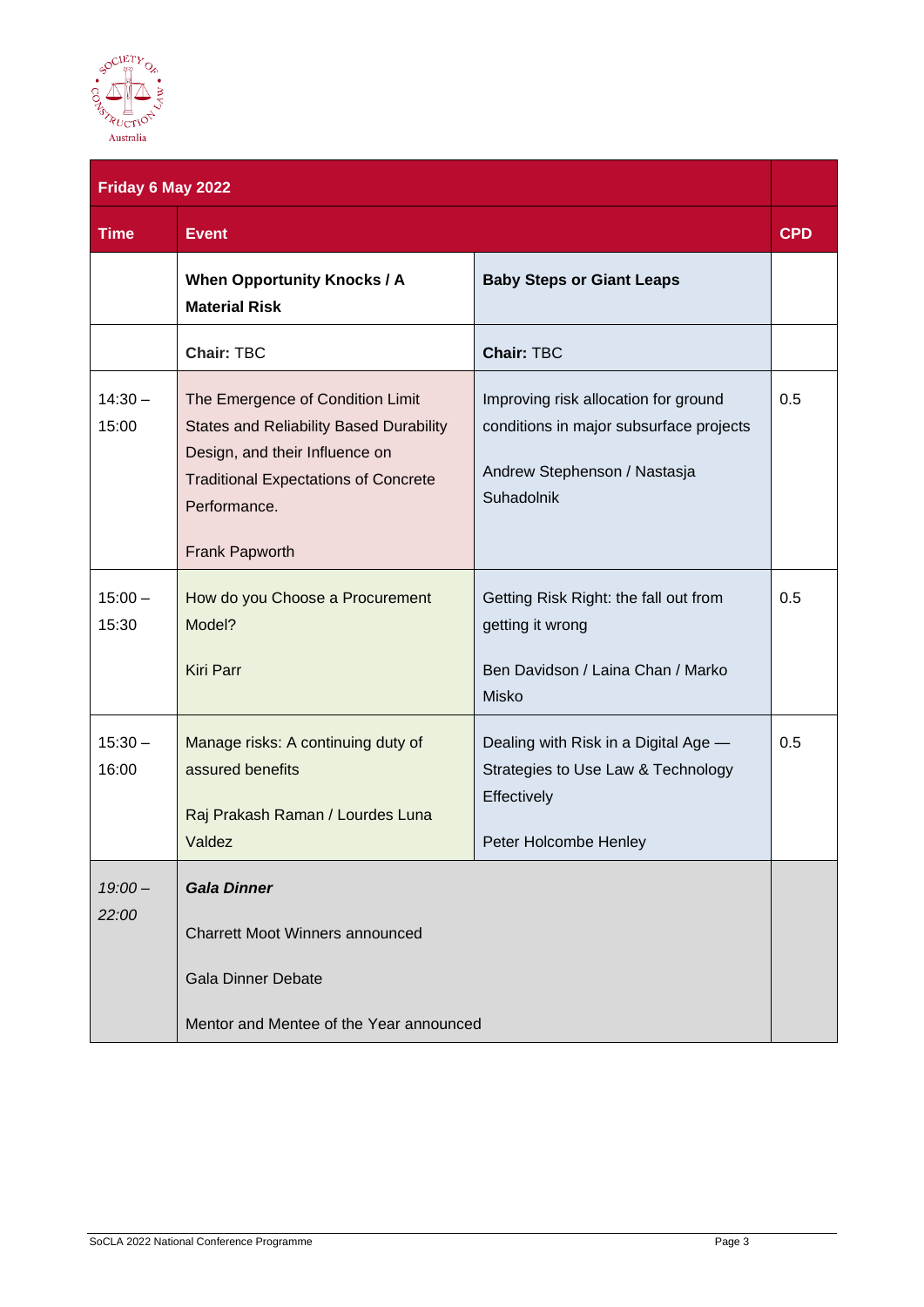| Friday 6 May 2022 | | | |
|---|---|---|---|
| **Time** | **Event** | | **CPD** |
| | **When Opportunity Knocks / A Material Risk** | **Baby Steps or Giant Leaps** | |
| | **Chair:** TBC | **Chair:** TBC | |
| 14:30 – 15:00 | The Emergence of Condition Limit States and Reliability Based Durability Design, and their Influence on Traditional Expectations of Concrete Performance.<br><br>Frank Papworth | Improving risk allocation for ground conditions in major subsurface projects<br><br>Andrew Stephenson / Nastasja Suhadolnik | 0.5 |
| 15:00 – 15:30 | How do you Choose a Procurement Model?<br><br>Kiri Parr | Getting Risk Right: the fall out from getting it wrong<br><br>Ben Davidson / Laina Chan / Marko Misko | 0.5 |
| 15:30 – 16:00 | Manage risks: A continuing duty of assured benefits<br><br>Raj Prakash Raman / Lourdes Luna Valdez | Dealing with Risk in a Digital Age — Strategies to Use Law & Technology Effectively<br><br>Peter Holcombe Henley | 0.5 |
| *19:00 – 22:00* | ***Gala Dinner***<br><br>Charrett Moot Winners announced<br><br>Gala Dinner Debate<br><br>Mentor and Mentee of the Year announced | | |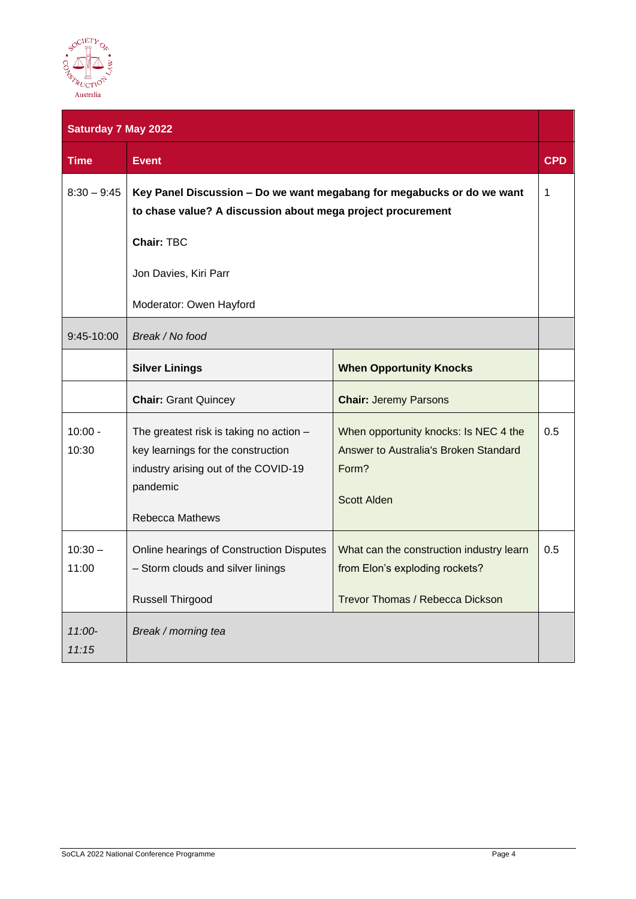| Saturday 7 May 2022 | | | |
|---|---|---|---|
| **Time** | **Event** | | **CPD** |
| 8:30 – 9:45 | **Key Panel Discussion – Do we want megabang for megabucks or do we want to chase value? A discussion about mega project procurement**<br><br>**Chair:** TBC<br><br>Jon Davies, Kiri Parr<br><br>Moderator: Owen Hayford | | 1 |
| 9:45-10:00 | *Break / No food* | | |
| | **Silver Linings** | **When Opportunity Knocks** | |
| | **Chair:** Grant Quincey | **Chair:** Jeremy Parsons | |
| 10:00 - 10:30 | The greatest risk is taking no action – key learnings for the construction industry arising out of the COVID-19 pandemic<br><br>Rebecca Mathews | When opportunity knocks: Is NEC 4 the Answer to Australia's Broken Standard Form?<br><br>Scott Alden | 0.5 |
| 10:30 – 11:00 | Online hearings of Construction Disputes – Storm clouds and silver linings<br><br>Russell Thirgood | What can the construction industry learn from Elon's exploding rockets?<br><br>Trevor Thomas / Rebecca Dickson | 0.5 |
| *11:00-11:15* | *Break / morning tea* | | |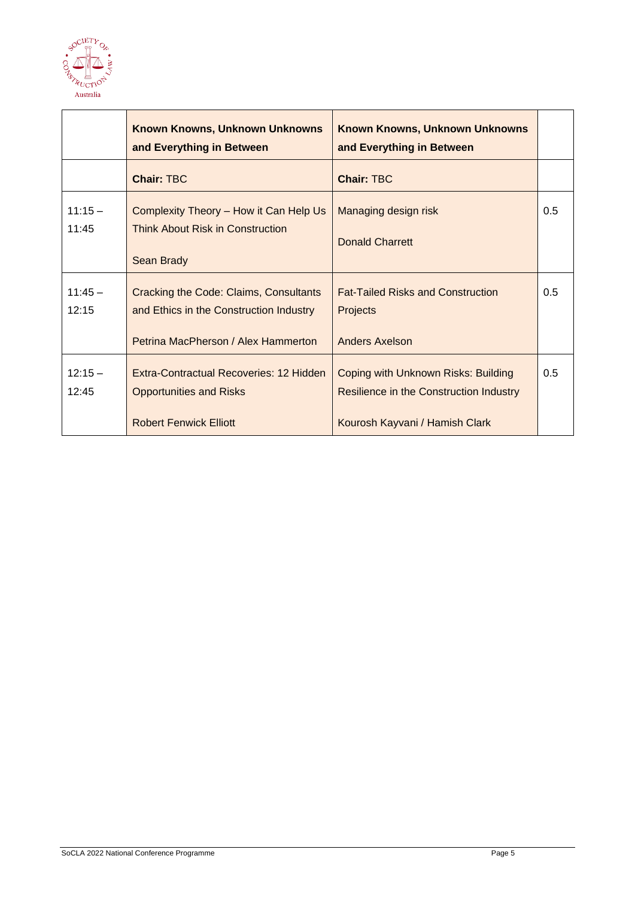| | Known Knowns, Unknown Unknowns and Everything in Between | Known Knowns, Unknown Unknowns and Everything in Between | |
|---|---|---|---|
| | **Chair:** TBC | **Chair:** TBC | |
| 11:15 – 11:45 | Complexity Theory – How it Can Help Us Think About Risk in Construction<br><br>Sean Brady | Managing design risk<br><br>Donald Charrett | 0.5 |
| 11:45 – 12:15 | Cracking the Code: Claims, Consultants and Ethics in the Construction Industry<br><br>Petrina MacPherson / Alex Hammerton | Fat-Tailed Risks and Construction Projects<br><br>Anders Axelson | 0.5 |
| 12:15 – 12:45 | Extra-Contractual Recoveries: 12 Hidden Opportunities and Risks<br><br>Robert Fenwick Elliott | Coping with Unknown Risks: Building Resilience in the Construction Industry<br><br>Kourosh Kayvani / Hamish Clark | 0.5 |